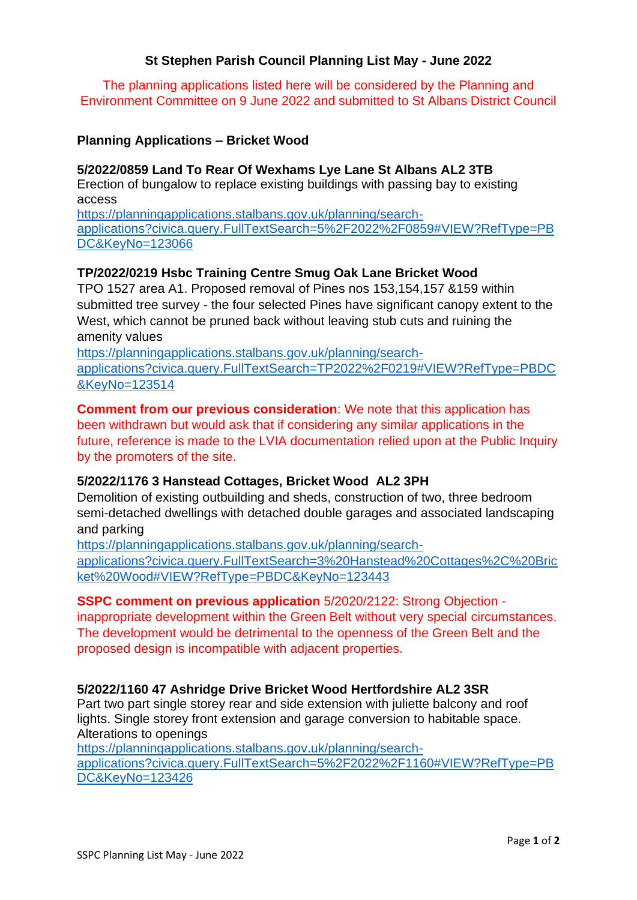# St Stephen Parish Council Planning List May - June 2022

The planning applications listed here will be considered by the Planning and Environment Committee on 9 June 2022 and submitted to St Albans District Council

## Planning Applications – Bricket Wood

**5/2022/0859 Land To Rear Of Wexhams Lye Lane St Albans AL2 3TB**
Erection of bungalow to replace existing buildings with passing bay to existing access
https://planningapplications.stalbans.gov.uk/planning/search-applications?civica.query.FullTextSearch=5%2F2022%2F0859#VIEW?RefType=PBDC&KeyNo=123066

**TP/2022/0219 Hsbc Training Centre Smug Oak Lane Bricket Wood**
TPO 1527 area A1. Proposed removal of Pines nos 153,154,157 &159 within submitted tree survey - the four selected Pines have significant canopy extent to the West, which cannot be pruned back without leaving stub cuts and ruining the amenity values
https://planningapplications.stalbans.gov.uk/planning/search-applications?civica.query.FullTextSearch=TP2022%2F0219#VIEW?RefType=PBDC&KeyNo=123514

**Comment from our previous consideration**: We note that this application has been withdrawn but would ask that if considering any similar applications in the future, reference is made to the LVIA documentation relied upon at the Public Inquiry by the promoters of the site.

**5/2022/1176 3 Hanstead Cottages, Bricket Wood AL2 3PH**
Demolition of existing outbuilding and sheds, construction of two, three bedroom semi-detached dwellings with detached double garages and associated landscaping and parking
https://planningapplications.stalbans.gov.uk/planning/search-applications?civica.query.FullTextSearch=3%20Hanstead%20Cottages%2C%20Bricket%20Wood#VIEW?RefType=PBDC&KeyNo=123443

**SSPC comment on previous application** 5/2020/2122: Strong Objection - inappropriate development within the Green Belt without very special circumstances. The development would be detrimental to the openness of the Green Belt and the proposed design is incompatible with adjacent properties.

**5/2022/1160 47 Ashridge Drive Bricket Wood Hertfordshire AL2 3SR**
Part two part single storey rear and side extension with juliette balcony and roof lights. Single storey front extension and garage conversion to habitable space. Alterations to openings
https://planningapplications.stalbans.gov.uk/planning/search-applications?civica.query.FullTextSearch=5%2F2022%2F1160#VIEW?RefType=PBDC&KeyNo=123426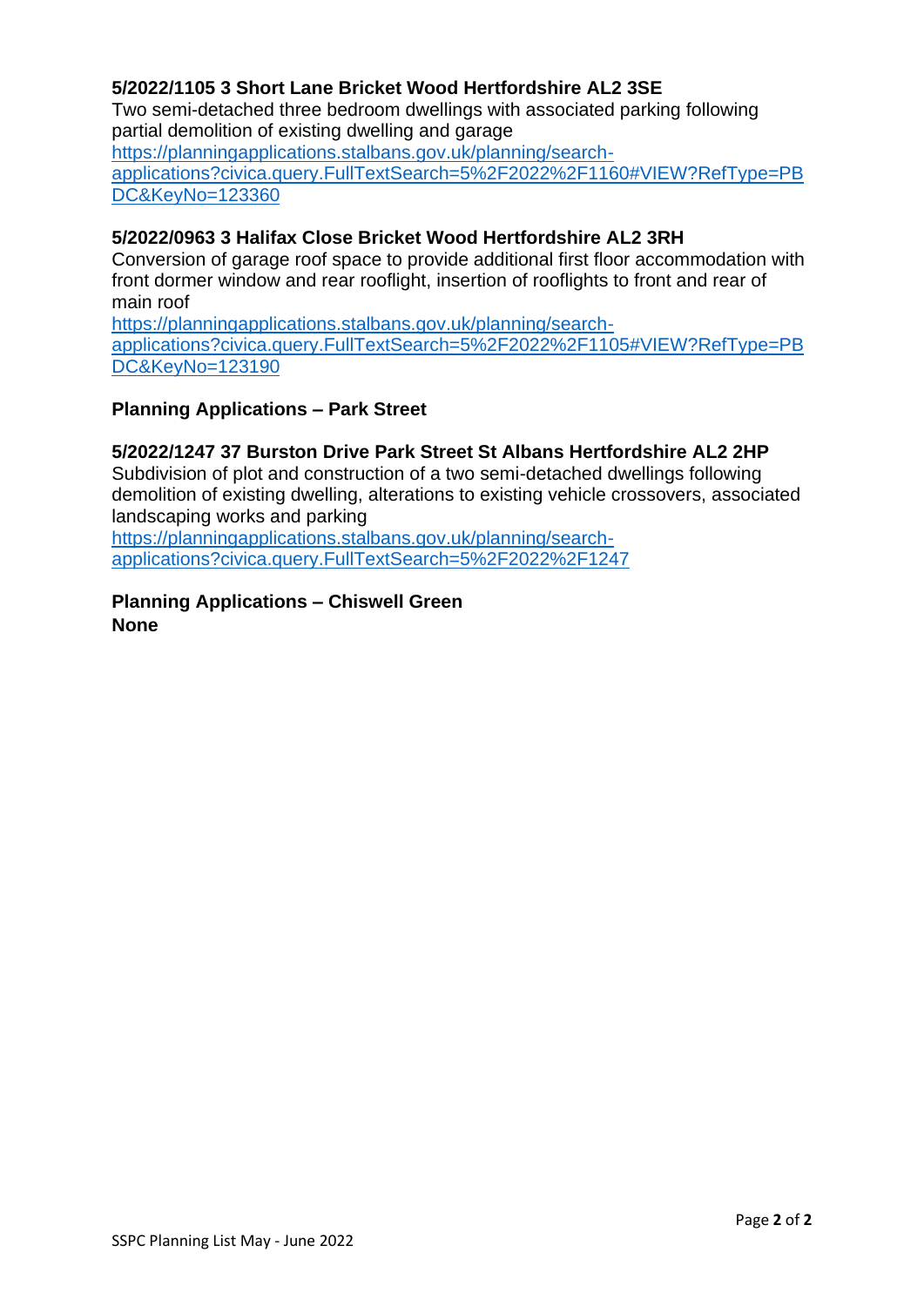**5/2022/1105 3 Short Lane Bricket Wood Hertfordshire AL2 3SE**

Two semi-detached three bedroom dwellings with associated parking following partial demolition of existing dwelling and garage

https://planningapplications.stalbans.gov.uk/planning/search-applications?civica.query.FullTextSearch=5%2F2022%2F1160#VIEW?RefType=PBDC&KeyNo=123360

**5/2022/0963 3 Halifax Close Bricket Wood Hertfordshire AL2 3RH**

Conversion of garage roof space to provide additional first floor accommodation with front dormer window and rear rooflight, insertion of rooflights to front and rear of main roof

https://planningapplications.stalbans.gov.uk/planning/search-applications?civica.query.FullTextSearch=5%2F2022%2F1105#VIEW?RefType=PBDC&KeyNo=123190

**Planning Applications – Park Street**

**5/2022/1247 37 Burston Drive Park Street St Albans Hertfordshire AL2 2HP**

Subdivision of plot and construction of a two semi-detached dwellings following demolition of existing dwelling, alterations to existing vehicle crossovers, associated landscaping works and parking

https://planningapplications.stalbans.gov.uk/planning/search-applications?civica.query.FullTextSearch=5%2F2022%2F1247

**Planning Applications – Chiswell Green**

**None**